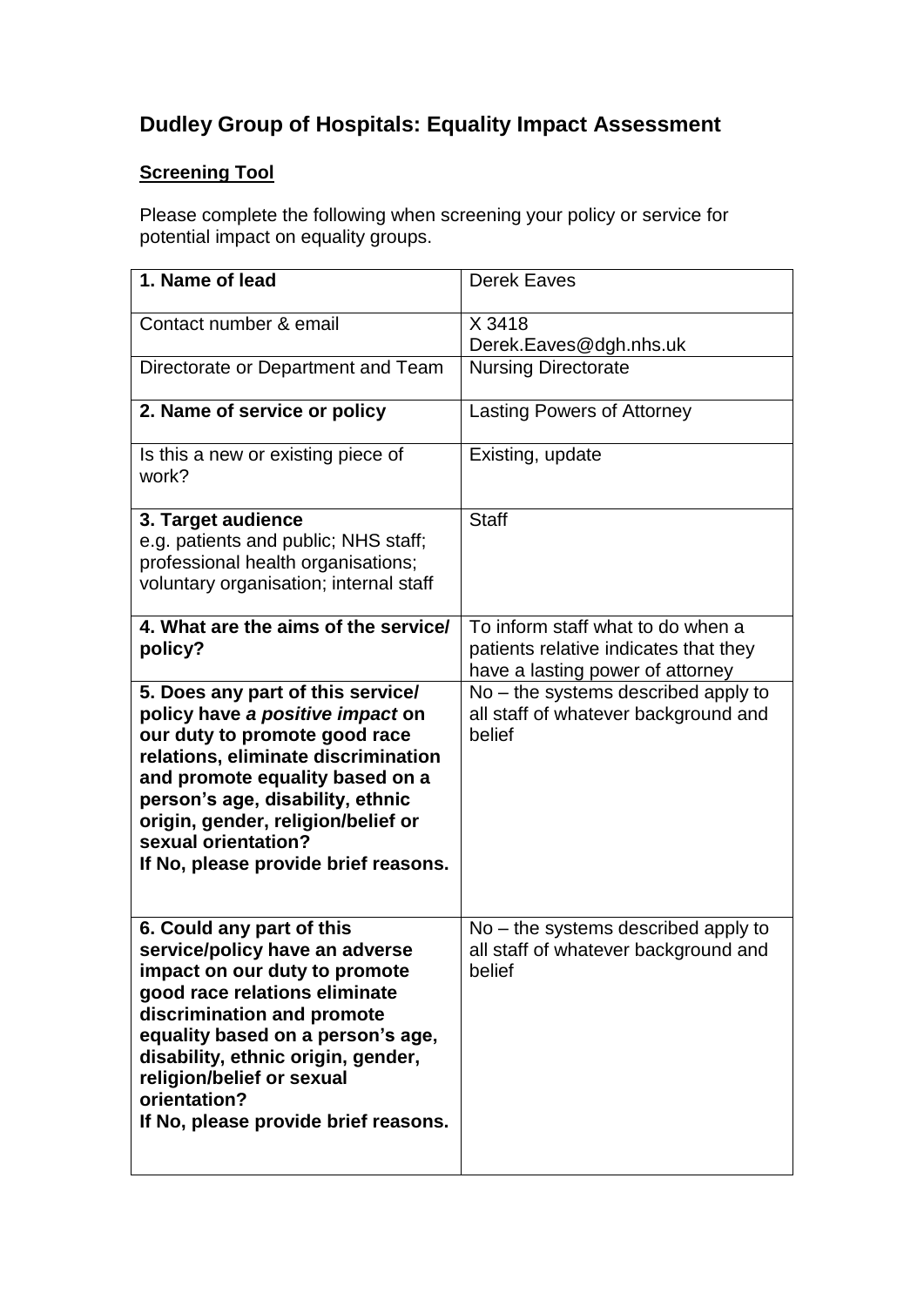# Dudley Group of Hospitals: Equality Impact Assessment

## Screening Tool

Please complete the following when screening your policy or service for potential impact on equality groups.

| **1. Name of lead** | Derek Eaves |
|---|---|
| Contact number & email | X 3418<br>Derek.Eaves@dgh.nhs.uk |
| Directorate or Department and Team | Nursing Directorate |
| **2. Name of service or policy** | Lasting Powers of Attorney |
| Is this a new or existing piece of work? | Existing, update |
| **3. Target audience**<br>e.g. patients and public; NHS staff; professional health organisations; voluntary organisation; internal staff | Staff |
| **4. What are the aims of the service/ policy?** | To inform staff what to do when a patients relative indicates that they have a lasting power of attorney |
| **5. Does any part of this service/ policy have *a positive impact* on our duty to promote good race relations, eliminate discrimination and promote equality based on a person's age, disability, ethnic origin, gender, religion/belief or sexual orientation?**<br>**If No, please provide brief reasons.** | No – the systems described apply to all staff of whatever background and belief |
| **6. Could any part of this service/policy have an adverse impact on our duty to promote good race relations eliminate discrimination and promote equality based on a person's age, disability, ethnic origin, gender, religion/belief or sexual orientation?**<br>**If No, please provide brief reasons.** | No – the systems described apply to all staff of whatever background and belief |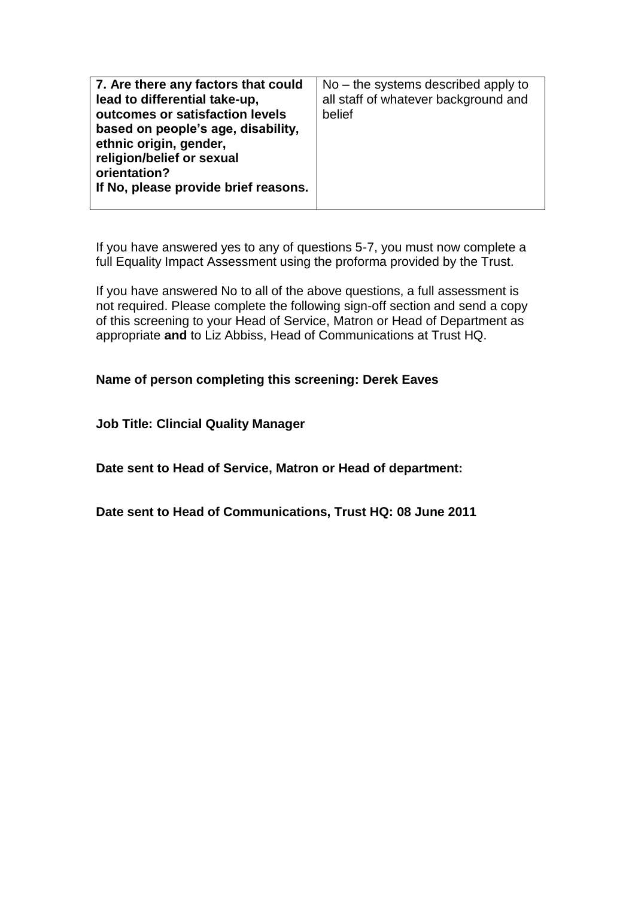| | |
|---|---|
| **7. Are there any factors that could lead to differential take-up, outcomes or satisfaction levels based on people's age, disability, ethnic origin, gender, religion/belief or sexual orientation?**<br>**If No, please provide brief reasons.** | No – the systems described apply to all staff of whatever background and belief |

If you have answered yes to any of questions 5-7, you must now complete a full Equality Impact Assessment using the proforma provided by the Trust.

If you have answered No to all of the above questions, a full assessment is not required. Please complete the following sign-off section and send a copy of this screening to your Head of Service, Matron or Head of Department as appropriate **and** to Liz Abbiss, Head of Communications at Trust HQ.

**Name of person completing this screening: Derek Eaves**

**Job Title: Clincial Quality Manager**

**Date sent to Head of Service, Matron or Head of department:**

**Date sent to Head of Communications, Trust HQ: 08 June 2011**